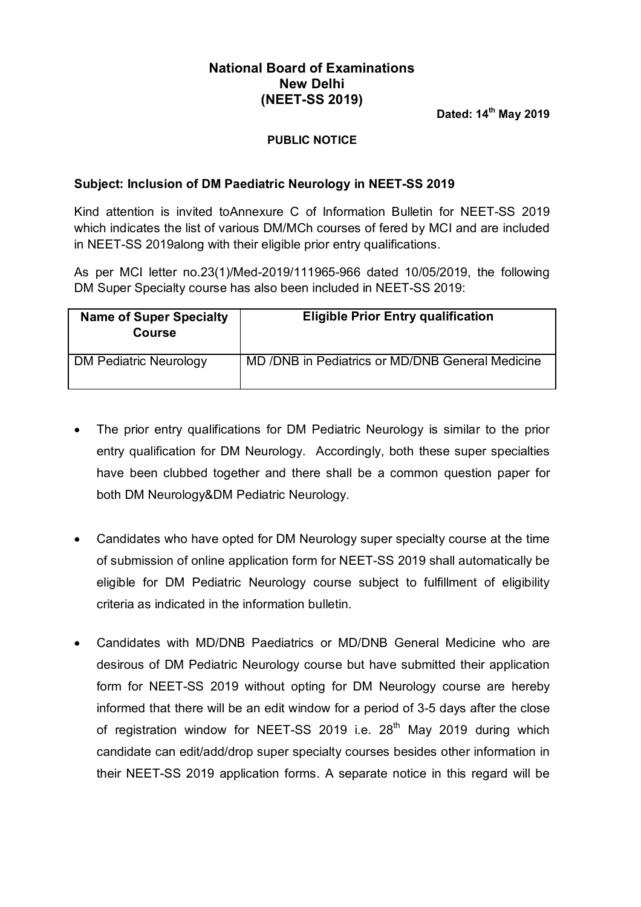**National Board of Examinations**
**New Delhi**
**(NEET-SS 2019)**

**Dated: 14th May 2019**

**PUBLIC NOTICE**

**Subject: Inclusion of DM Paediatric Neurology in NEET-SS 2019**

Kind attention is invited toAnnexure C of Information Bulletin for NEET-SS 2019 which indicates the list of various DM/MCh courses of fered by MCI and are included in NEET-SS 2019along with their eligible prior entry qualifications.

As per MCI letter no.23(1)/Med-2019/111965-966 dated 10/05/2019, the following DM Super Specialty course has also been included in NEET-SS 2019:

| Name of Super Specialty Course | Eligible Prior Entry qualification |
|---|---|
| DM Pediatric Neurology | MD /DNB in Pediatrics or MD/DNB General Medicine |

- The prior entry qualifications for DM Pediatric Neurology is similar to the prior entry qualification for DM Neurology. Accordingly, both these super specialties have been clubbed together and there shall be a common question paper for both DM Neurology&DM Pediatric Neurology.

- Candidates who have opted for DM Neurology super specialty course at the time of submission of online application form for NEET-SS 2019 shall automatically be eligible for DM Pediatric Neurology course subject to fulfillment of eligibility criteria as indicated in the information bulletin.

- Candidates with MD/DNB Paediatrics or MD/DNB General Medicine who are desirous of DM Pediatric Neurology course but have submitted their application form for NEET-SS 2019 without opting for DM Neurology course are hereby informed that there will be an edit window for a period of 3-5 days after the close of registration window for NEET-SS 2019 i.e. 28th May 2019 during which candidate can edit/add/drop super specialty courses besides other information in their NEET-SS 2019 application forms. A separate notice in this regard will be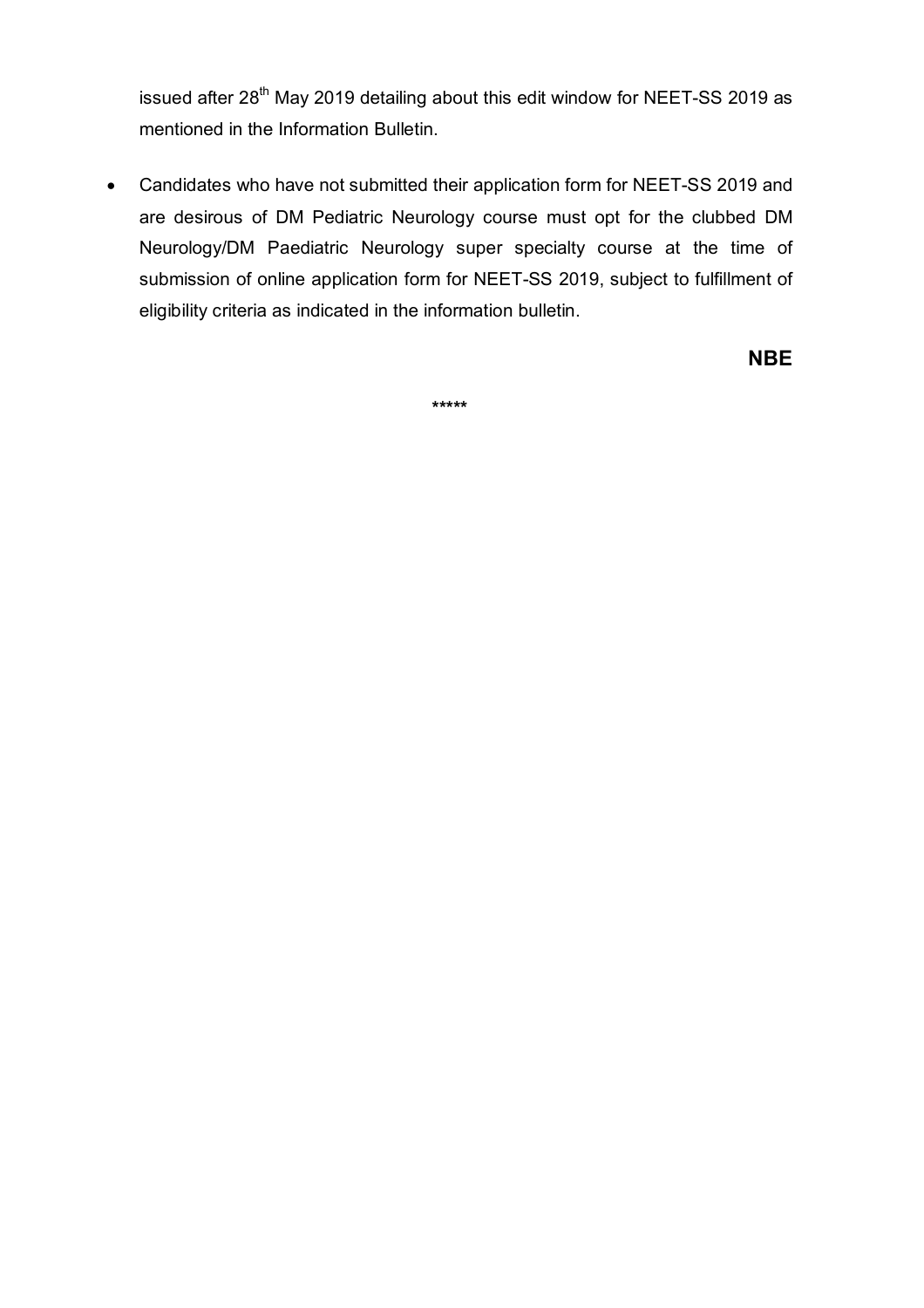issued after 28th May 2019 detailing about this edit window for NEET-SS 2019 as mentioned in the Information Bulletin.

- Candidates who have not submitted their application form for NEET-SS 2019 and are desirous of DM Pediatric Neurology course must opt for the clubbed DM Neurology/DM Paediatric Neurology super specialty course at the time of submission of online application form for NEET-SS 2019, subject to fulfillment of eligibility criteria as indicated in the information bulletin.

**NBE**

*****